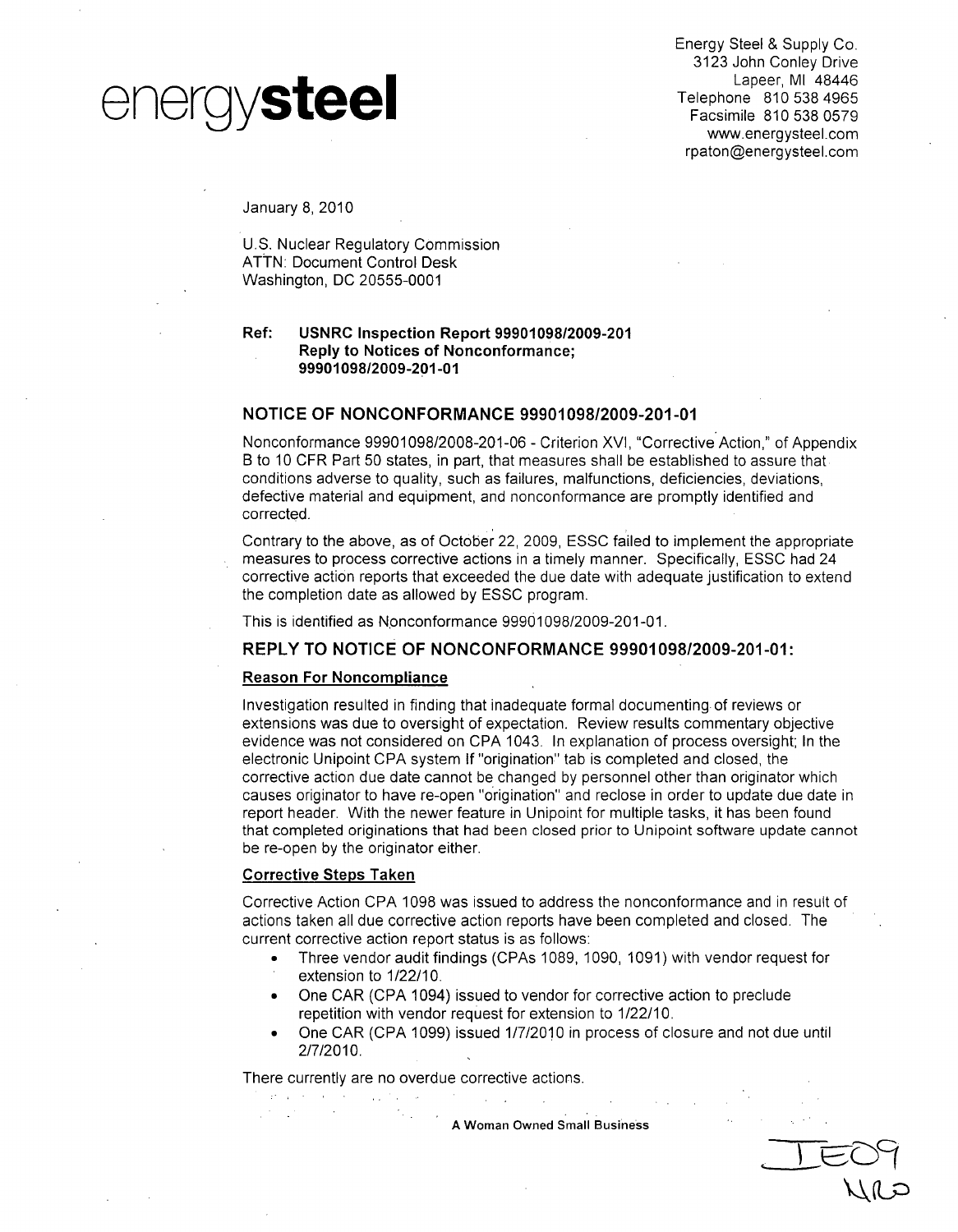# energysteel

Energy Steel & Supply Co.
3123 John Conley Drive
Lapeer, MI 48446
Telephone 810 538 4965
Facsimile 810 538 0579
www.energysteel.com
rpaton@energysteel.com

January 8, 2010

U.S. Nuclear Regulatory Commission
ATTN: Document Control Desk
Washington, DC 20555-0001

**Ref: USNRC Inspection Report 99901098/2009-201**
**Reply to Notices of Nonconformance;**
**99901098/2009-201-01**

## NOTICE OF NONCONFORMANCE 99901098/2009-201-01

Nonconformance 99901098/2008-201-06 - Criterion XVI, "Corrective Action," of Appendix B to 10 CFR Part 50 states, in part, that measures shall be established to assure that conditions adverse to quality, such as failures, malfunctions, deficiencies, deviations, defective material and equipment, and nonconformance are promptly identified and corrected.

Contrary to the above, as of October 22, 2009, ESSC failed to implement the appropriate measures to process corrective actions in a timely manner. Specifically, ESSC had 24 corrective action reports that exceeded the due date with adequate justification to extend the completion date as allowed by ESSC program.

This is identified as Nonconformance 99901098/2009-201-01.

## REPLY TO NOTICE OF NONCONFORMANCE 99901098/2009-201-01:

**Reason For Noncompliance**

Investigation resulted in finding that inadequate formal documenting of reviews or extensions was due to oversight of expectation. Review results commentary objective evidence was not considered on CPA 1043. In explanation of process oversight; In the electronic Unipoint CPA system If "origination" tab is completed and closed, the corrective action due date cannot be changed by personnel other than originator which causes originator to have re-open "origination" and reclose in order to update due date in report header. With the newer feature in Unipoint for multiple tasks, it has been found that completed originations that had been closed prior to Unipoint software update cannot be re-open by the originator either.

**Corrective Steps Taken**

Corrective Action CPA 1098 was issued to address the nonconformance and in result of actions taken all due corrective action reports have been completed and closed. The current corrective action report status is as follows:

- Three vendor audit findings (CPAs 1089, 1090, 1091) with vendor request for extension to 1/22/10.
- One CAR (CPA 1094) issued to vendor for corrective action to preclude repetition with vendor request for extension to 1/22/10.
- One CAR (CPA 1099) issued 1/7/2010 in process of closure and not due until 2/7/2010.

There currently are no overdue corrective actions.

**A Woman Owned Small Business**

IE09
NRO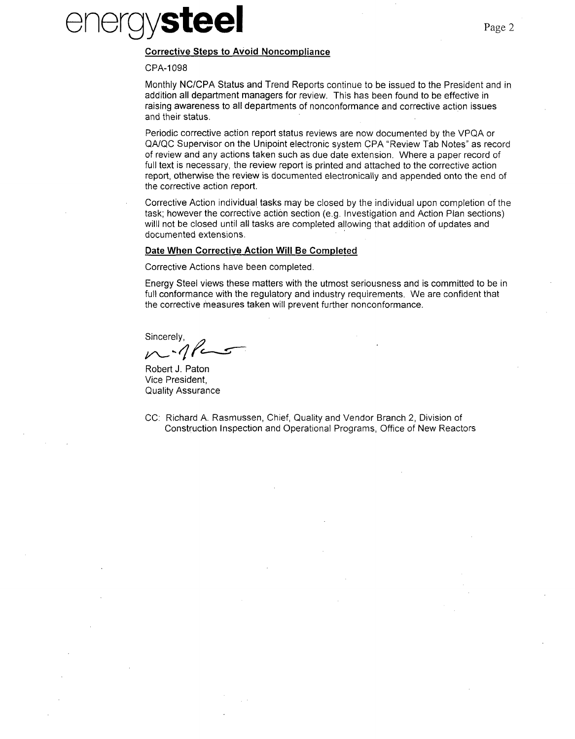**Corrective Steps to Avoid Noncompliance**

CPA-1098

Monthly NC/CPA Status and Trend Reports continue to be issued to the President and in addition all department managers for review. This has been found to be effective in raising awareness to all departments of nonconformance and corrective action issues and their status.

Periodic corrective action report status reviews are now documented by the VPQA or QA/QC Supervisor on the Unipoint electronic system CPA "Review Tab Notes" as record of review and any actions taken such as due date extension. Where a paper record of full text is necessary, the review report is printed and attached to the corrective action report, otherwise the review is documented electronically and appended onto the end of the corrective action report.

Corrective Action individual tasks may be closed by the individual upon completion of the task; however the corrective action section (e.g. Investigation and Action Plan sections) willl not be closed until all tasks are completed allowing that addition of updates and documented extensions.

**Date When Corrective Action Will Be Completed**

Corrective Actions have been completed.

Energy Steel views these matters with the utmost seriousness and is committed to be in full conformance with the regulatory and industry requirements. We are confident that the corrective measures taken will prevent further nonconformance.

Sincerely,

Robert J. Paton
Vice President,
Quality Assurance

CC: Richard A. Rasmussen, Chief, Quality and Vendor Branch 2, Division of Construction Inspection and Operational Programs, Office of New Reactors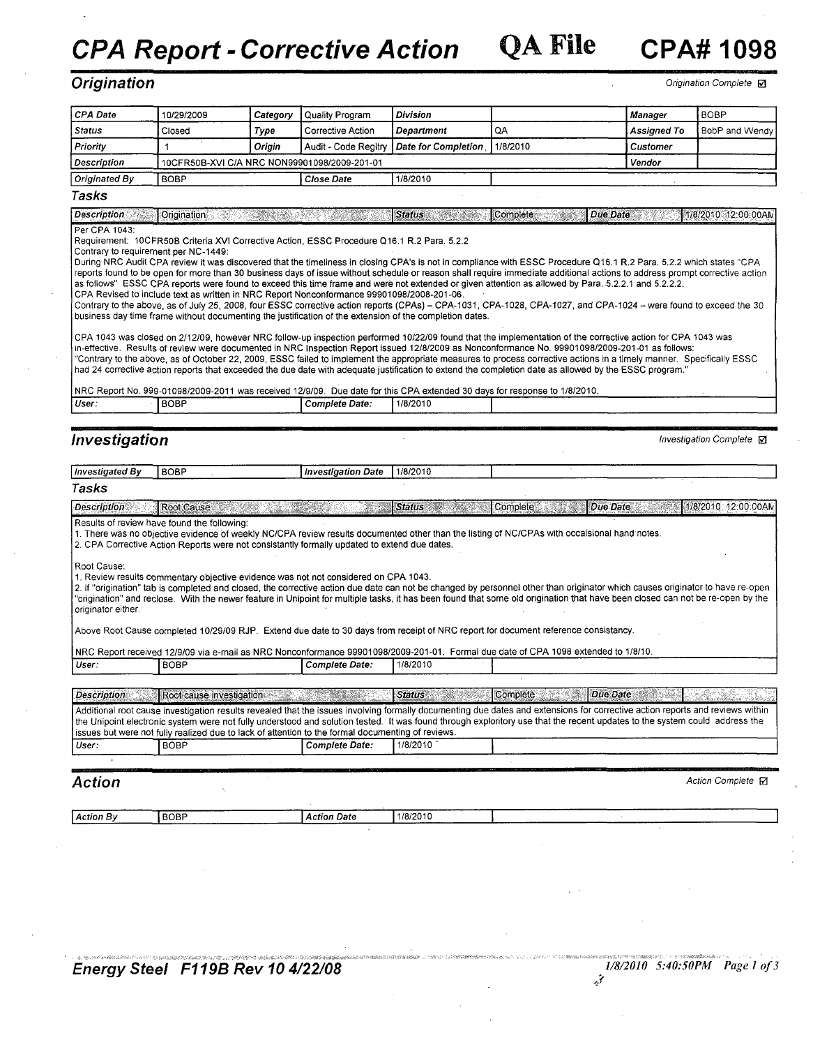# CPA Report - Corrective Action

**QA File**

**CPA# 1098**

## Origination

*Origination Complete ☑*

| CPA Date | 10/29/2009 | Category | Quality Program | Division | | Manager | BOBP |
|---|---|---|---|---|---|---|---|
| Status | Closed | Type | Corrective Action | Department | QA | Assigned To | BobP and Wendy |
| Priority | 1 | Origin | Audit - Code Regltry | Date for Completion | 1/8/2010 | Customer | |
| Description | 10CFR50B-XVI C/A NRC NON99901098/2009-201-01 | | | | | Vendor | |
| Originated By | BOBP | | Close Date | 1/8/2010 | | | |

### Tasks

| Description | Origination | Status | Complete | Due Date | 1/8/2010 12:00:00AM |
|---|---|---|---|---|---|

Per CPA 1043:

Requirement: 10CFR50B Criteria XVI Corrective Action, ESSC Procedure Q16.1 R.2 Para. 5.2.2

Contrary to requirement per NC-1449:

During NRC Audit CPA review it was discovered that the timeliness in closing CPA's is not in compliance with ESSC Procedure Q16.1 R.2 Para. 5.2.2 which states "CPA reports found to be open for more than 30 business days of issue without schedule or reason shall require immediate additional actions to address prompt corrective action as follows" ESSC CPA reports were found to exceed this time frame and were not extended or given attention as allowed by Para. 5.2.2.1 and 5.2.2.2.

CPA Revised to include text as written in NRC Report Nonconformance 99901098/2008-201-06.

Contrary to the above, as of July 25, 2008, four ESSC corrective action reports (CPAs) – CPA-1031, CPA-1028, CPA-1027, and CPA-1024 – were found to exceed the 30 business day time frame without documenting the justification of the extension of the completion dates.

CPA 1043 was closed on 2/12/09, however NRC follow-up inspection performed 10/22/09 found that the implementation of the corrective action for CPA 1043 was in-effective. Results of review were documented in NRC Inspection Report issued 12/8/2009 as Nonconformance No. 99901098/2009-201-01 as follows: "Contrary to the above, as of October 22, 2009, ESSC failed to implement the appropriate measures to process corrective actions in a timely manner. Specifically ESSC had 24 corrective action reports that exceeded the due date with adequate justification to extend the completion date as allowed by the ESSC program."

NRC Report No. 999-01098/2009-2011 was received 12/9/09. Due date for this CPA extended 30 days for response to 1/8/2010.

| User: | BOBP | Complete Date: | 1/8/2010 |
|---|---|---|---|

## Investigation

*Investigation Complete ☑*

| Investigated By | BOBP | Investigation Date | 1/8/2010 |
|---|---|---|---|

### Tasks

| Description | Root Cause | Status | Complete | Due Date | 1/8/2010 12:00:00AM |
|---|---|---|---|---|---|

Results of review have found the following:

1. There was no objective evidence of weekly NC/CPA review results documented other than the listing of NC/CPAs with occaisional hand notes.
2. CPA Corrective Action Reports were not consistantly formally updated to extend due dates.

Root Cause:

1. Review results commentary objective evidence was not not considered on CPA 1043.
2. If "origination" tab is completed and closed, the corrective action due date can not be changed by personnel other than originator which causes originator to have re-open "origination" and reclose. With the newer feature in Unipoint for multiple tasks, it has been found that some old origination that have been closed can not be re-open by the originator either.

Above Root Cause completed 10/29/09 RJP. Extend due date to 30 days from receipt of NRC report for document reference consistancy.

NRC Report received 12/9/09 via e-mail as NRC Nonconformance 99901098/2009-201-01. Formal due date of CPA 1098 extended to 1/8/10.

| User: | BOBP | Complete Date: | 1/8/2010 |
|---|---|---|---|

| Description | Root cause investigation | Status | Complete | Due Date | |
|---|---|---|---|---|---|

Additional root cause investigation results revealed that the issues involving formally documenting due dates and extensions for corrective action reports and reviews within the Unipoint electronic system were not fully understood and solution tested. It was found through exploritory use that the recent updates to the system could address the issues but were not fully realized due to lack of attention to the formal documenting of reviews.

| User: | BOBP | Complete Date: | 1/8/2010 |
|---|---|---|---|

## Action

*Action Complete ☑*

| Action By | BOBP | Action Date | 1/8/2010 |
|---|---|---|---|

Energy Steel F119B Rev 10 4/22/08

1/8/2010 5:40:50PM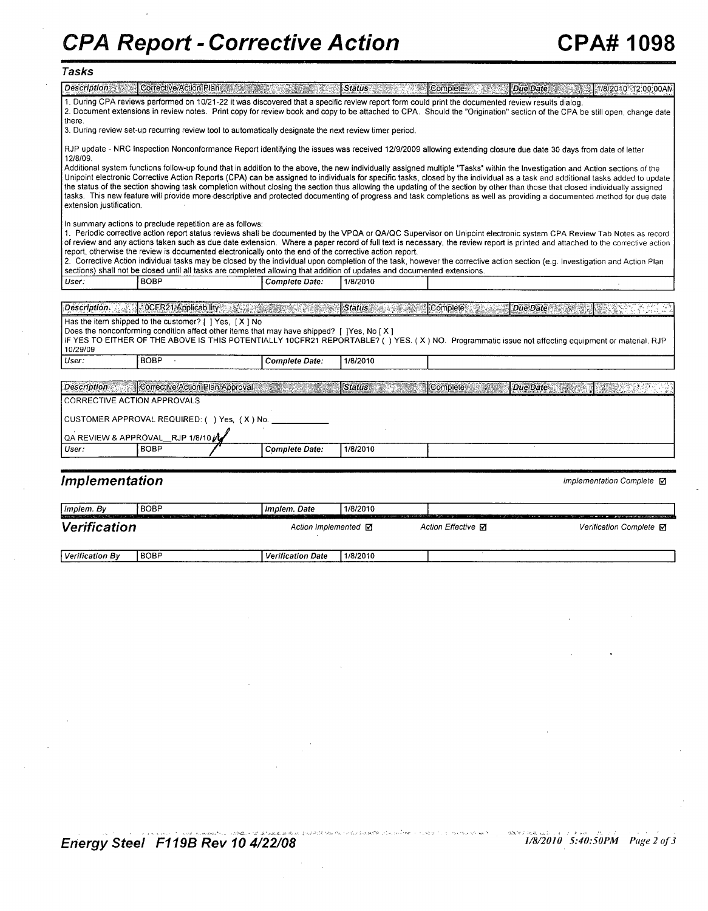# CPA Report - Corrective Action

# CPA# 1098

## Tasks

| Description | Corrective Action Plan | Status | Complete | Due Date | 1/8/2010 12:00:00AM |
|---|---|---|---|---|---|

1. During CPA reviews performed on 10/21-22 it was discovered that a specific review report form could print the documented review results dialog.
2. Document extensions in review notes. Print copy for review book and copy to be attached to CPA. Should the "Origination" section of the CPA be still open, change date there.
3. During review set-up recurring review tool to automatically designate the next review timer period.

RJP update - NRC Inspection Nonconformance Report identifying the issues was received 12/9/2009 allowing extending closure due date 30 days from date of letter 12/8/09.

Additional system functions follow-up found that in addition to the above, the new individually assigned multiple "Tasks" within the Investigation and Action sections of the Unipoint electronic Corrective Action Reports (CPA) can be assigned to individuals for specific tasks, closed by the individual as a task and additional tasks added to update the status of the section showing task completion without closing the section thus allowing the updating of the section by other than those that closed individually assigned tasks. This new feature will provide more descriptive and protected documenting of progress and task completions as well as providing a documented method for due date extension justification.

In summary actions to preclude repetition are as follows:

1. Periodic corrective action report status reviews shall be documented by the VPQA or QA/QC Supervisor on Unipoint electronic system CPA Review Tab Notes as record of review and any actions taken such as due date extension. Where a paper record of full text is necessary, the review report is printed and attached to the corrective action report, otherwise the review is documented electronically onto the end of the corrective action report.
2. Corrective Action individual tasks may be closed by the individual upon completion of the task, however the corrective action section (e.g. Investigation and Action Plan sections) shall not be closed until all tasks are completed allowing that addition of updates and documented extensions.

| User: | BOBP | Complete Date: | 1/8/2010 |
|---|---|---|---|

| Description | 10CFR21 Applicability | Status | Complete | Due Date | |
|---|---|---|---|---|---|

Has the item shipped to the customer? [ ] Yes, [ X ] No
Does the nonconforming condition affect other items that may have shipped? [ ]Yes, No [ X ]
IF YES TO EITHER OF THE ABOVE IS THIS POTENTIALLY 10CFR21 REPORTABLE? ( ) YES. ( X ) NO. Programmatic issue not affecting equipment or material. RJP 10/29/09

| User: | BOBP | Complete Date: | 1/8/2010 |
|---|---|---|---|

| Description | Corrective Action Plan Approval | Status | Complete | Due Date | |
|---|---|---|---|---|---|

CORRECTIVE ACTION APPROVALS

CUSTOMER APPROVAL REQUIRED: ( ) Yes, ( X ) No. ___________

QA REVIEW & APPROVAL__RJP 1/8/10

| User: | BOBP | Complete Date: | 1/8/2010 |
|---|---|---|---|

## Implementation

Implementation Complete ☑

| Implem. By | BOBP | Implem. Date | 1/8/2010 |
|---|---|---|---|

## Verification

Action Implemented ☑ Action Effective ☑ Verification Complete ☑

| Verification By | BOBP | Verification Date | 1/8/2010 |
|---|---|---|---|

Energy Steel F119B Rev 10 4/22/08 1/8/2010 5:40:50PM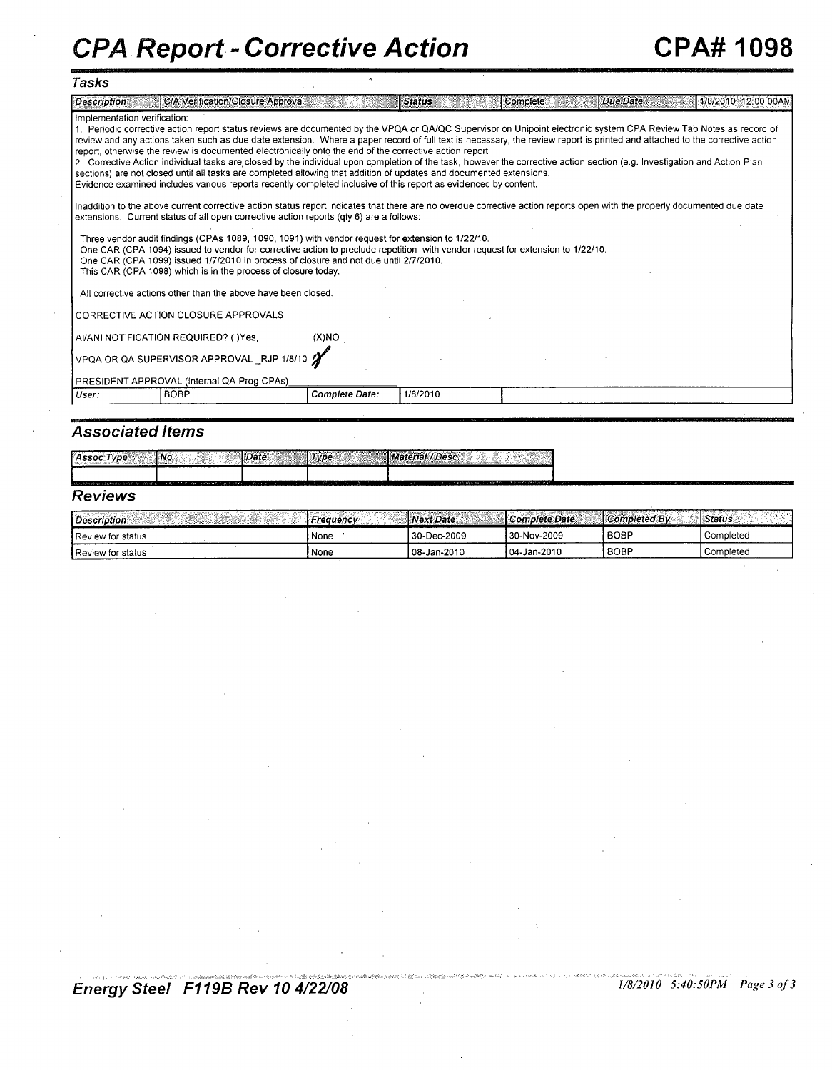# CPA Report - Corrective Action

# CPA# 1098

## Tasks

| Description | C/A Verification/Closure Approval | Status | Complete | Due Date | 1/8/2010 12:00:00AM |
|---|---|---|---|---|---|

Implementation verification:

1. Periodic corrective action report status reviews are documented by the VPQA or QA/QC Supervisor on Unipoint electronic system CPA Review Tab Notes as record of review and any actions taken such as due date extension. Where a paper record of full text is necessary, the review report is printed and attached to the corrective action report, otherwise the review is documented electronically onto the end of the corrective action report.
2. Corrective Action individual tasks are closed by the individual upon completion of the task, however the corrective action section (e.g. Investigation and Action Plan sections) are not closed until all tasks are completed allowing that addition of updates and documented extensions.

Evidence examined includes various reports recently completed inclusive of this report as evidenced by content.

Inaddition to the above current corrective action status report indicates that there are no overdue corrective action reports open with the properly documented due date extensions. Current status of all open corrective action reports (qty 6) are a follows:

Three vendor audit findings (CPAs 1089, 1090, 1091) with vendor request for extension to 1/22/10.
One CAR (CPA 1094) issued to vendor for corrective action to preclude repetition with vendor request for extension to 1/22/10.
One CAR (CPA 1099) issued 1/7/2010 in process of closure and not due until 2/7/2010.
This CAR (CPA 1098) which is in the process of closure today.

All corrective actions other than the above have been closed.

CORRECTIVE ACTION CLOSURE APPROVALS

AI/ANI NOTIFICATION REQUIRED? ( )Yes, __________(X)NO

VPQA OR QA SUPERVISOR APPROVAL _RJP 1/8/10

PRESIDENT APPROVAL (Internal QA Prog CPAs)__________

| User: | BOBP | Complete Date: | 1/8/2010 |
|---|---|---|---|

## Associated Items

| Assoc Type | No | Date | Type | Material / Desc |
|---|---|---|---|---|
| | | | | |

## Reviews

| Description | Frequency | Next Date | Complete Date | Completed By | Status |
|---|---|---|---|---|---|
| Review for status | None | 30-Dec-2009 | 30-Nov-2009 | BOBP | Completed |
| Review for status | None | 08-Jan-2010 | 04-Jan-2010 | BOBP | Completed |

Energy Steel F119B Rev 10 4/22/08 1/8/2010 5:40:50PM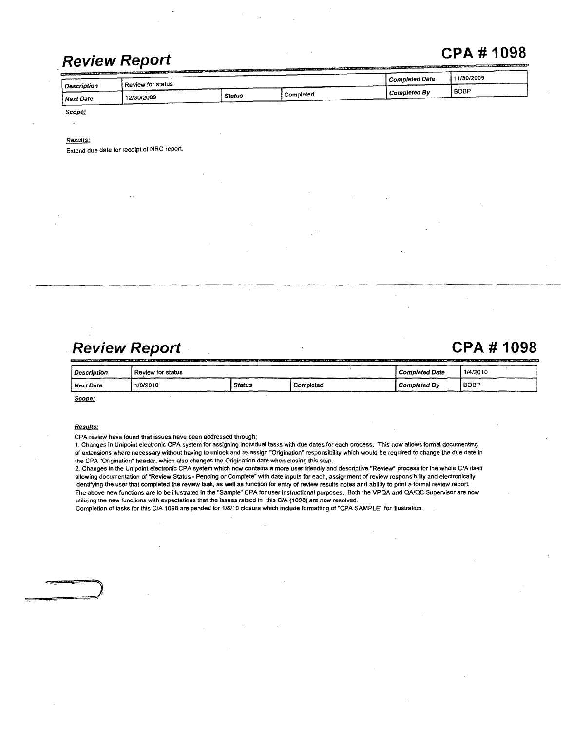## Review Report

**CPA # 1098**

| *Description* | Review for status | | | *Completed Date* | 11/30/2009 |
|---|---|---|---|---|---|
| *Next Date* | 12/30/2009 | *Status* | Completed | *Completed By* | BOBP |

***Scope:***

***Results:***

Extend due date for receipt of NRC report.

## Review Report

**CPA # 1098**

| *Description* | Review for status | | | *Completed Date* | 1/4/2010 |
|---|---|---|---|---|---|
| *Next Date* | 1/8/2010 | *Status* | Completed | *Completed By* | BOBP |

***Scope:***

***Results:***

CPA review have found that issues have been addressed through;

1. Changes in Unipoint electronic CPA system for assigning individual tasks with due dates for each process. This now allows formal documenting of extensions where necessary without having to unlock and re-assign "Origination" responsibility which would be required to change the due date in the CPA "Origination" header, which also changes the Origination date when closing this step.
2. Changes in the Unipoint electronic CPA system which now contains a more user friendly and descriptive "Review" process for the whole C/A itself allowing documentation of "Review Status - Pending or Complete" with date inputs for each, assignment of review responsibility and electronically identifying the user that completed the review task, as well as function for entry of review results notes and ability to print a formal review report.

The above new functions are to be illustrated in the "Sample" CPA for user instructional purposes. Both the VPQA and QA/QC Supervisor are now utilizing the new functions with expectations that the issues raised in this C/A (1098) are now resolved.

Completion of tasks for this C/A 1098 are pended for 1/8/10 closure which include formatting of "CPA SAMPLE" for illustration.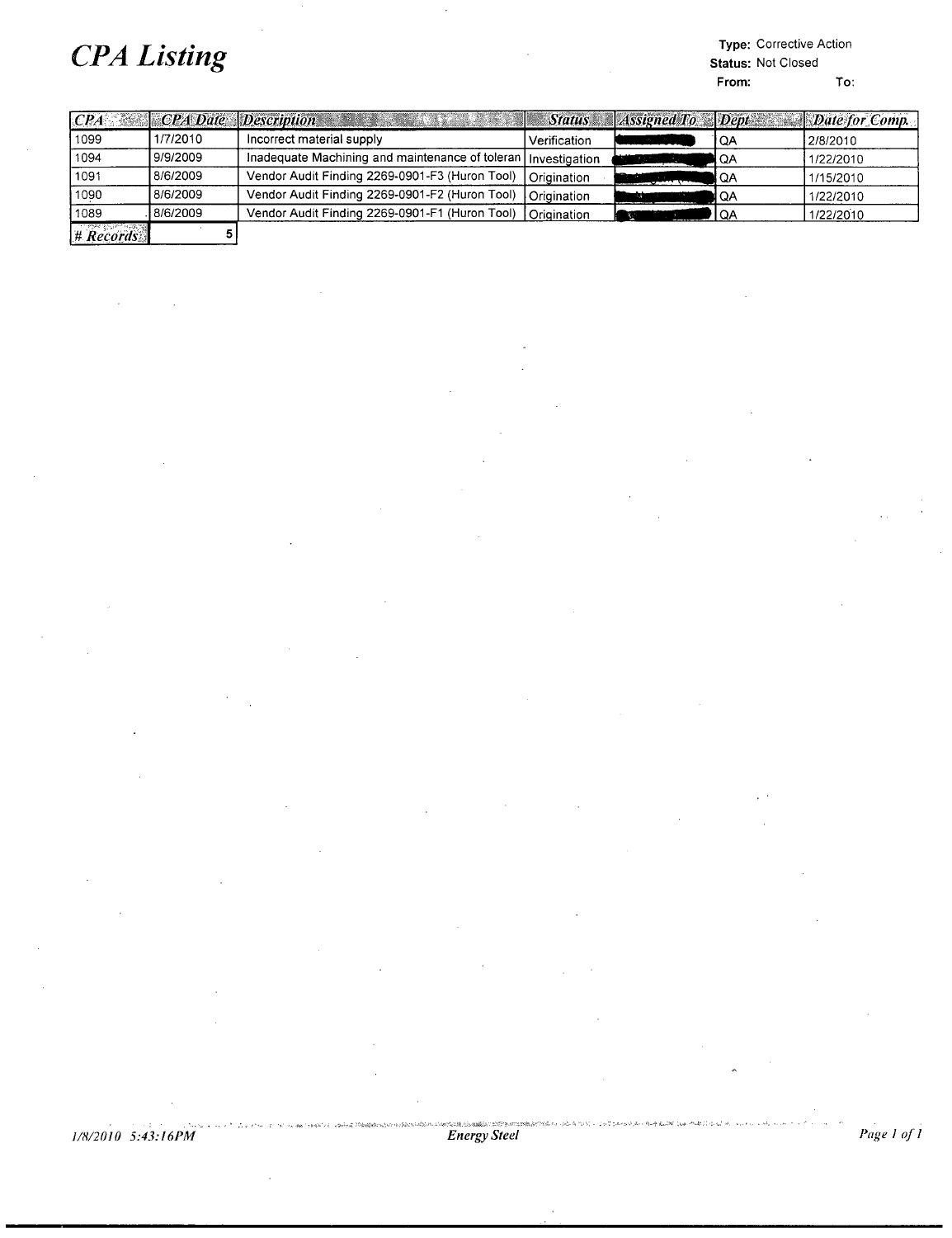# CPA Listing

**Type:** Corrective Action
**Status:** Not Closed
**From:** To:

| CPA | CPA Date | Description | Status | Assigned To | Dept | Date for Comp. |
|---|---|---|---|---|---|---|
| 1099 | 1/7/2010 | Incorrect material supply | Verification | | QA | 2/8/2010 |
| 1094 | 9/9/2009 | Inadequate Machining and maintenance of toleran | Investigation | | QA | 1/22/2010 |
| 1091 | 8/6/2009 | Vendor Audit Finding 2269-0901-F3 (Huron Tool) | Origination | | QA | 1/15/2010 |
| 1090 | 8/6/2009 | Vendor Audit Finding 2269-0901-F2 (Huron Tool) | Origination | | QA | 1/22/2010 |
| 1089 | 8/6/2009 | Vendor Audit Finding 2269-0901-F1 (Huron Tool) | Origination | | QA | 1/22/2010 |
| # Records | 5 | | | | | |

1/8/2010 5:43:16PM    *Energy Steel*